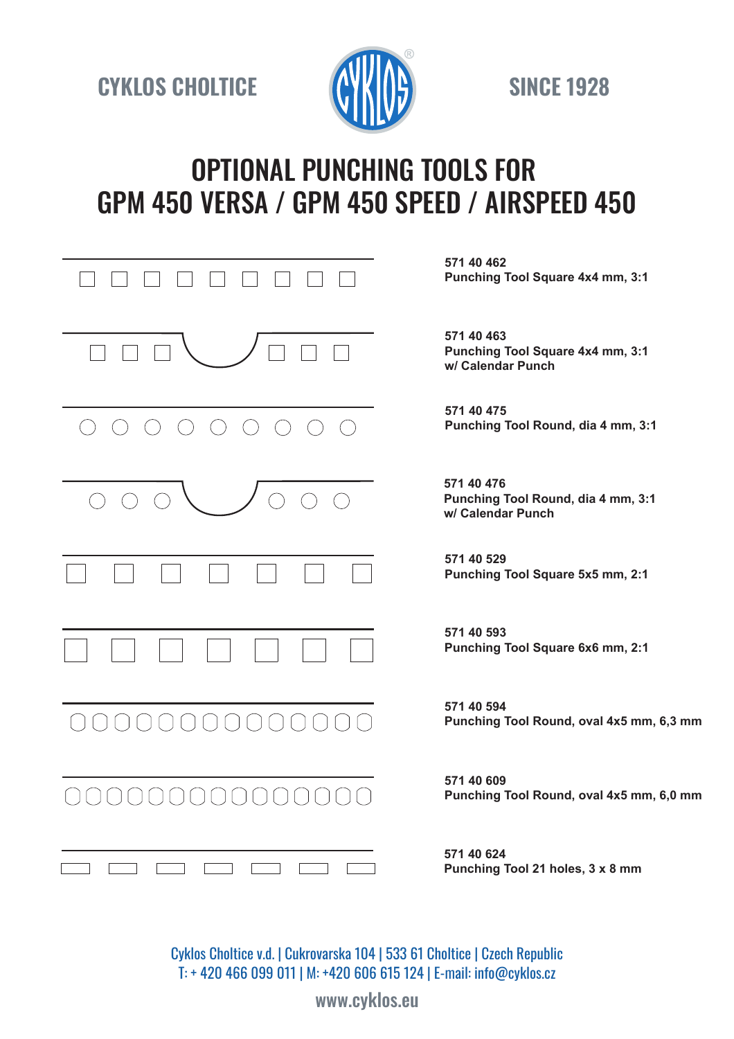CYKLOS CHOLTICE

SINCE 1928

# OPTIONAL PUNCHING TOOLS FOR GPM 450 VERSA / GPM 450 SPEED / AIRSPEED 450

**571 40 462**
**Punching Tool Square 4x4 mm, 3:1**

**571 40 463**
**Punching Tool Square 4x4 mm, 3:1**
**w/ Calendar Punch**

**571 40 475**
**Punching Tool Round, dia 4 mm, 3:1**

**571 40 476**
**Punching Tool Round, dia 4 mm, 3:1**
**w/ Calendar Punch**

**571 40 529**
**Punching Tool Square 5x5 mm, 2:1**

**571 40 593**
**Punching Tool Square 6x6 mm, 2:1**

**571 40 594**
**Punching Tool Round, oval 4x5 mm, 6,3 mm**

**571 40 609**
**Punching Tool Round, oval 4x5 mm, 6,0 mm**

**571 40 624**
**Punching Tool 21 holes, 3 x 8 mm**

Cyklos Choltice v.d. | Cukrovarska 104 | 533 61 Choltice | Czech Republic
T: + 420 466 099 011 | M: +420 606 615 124 | E-mail: info@cyklos.cz

www.cyklos.eu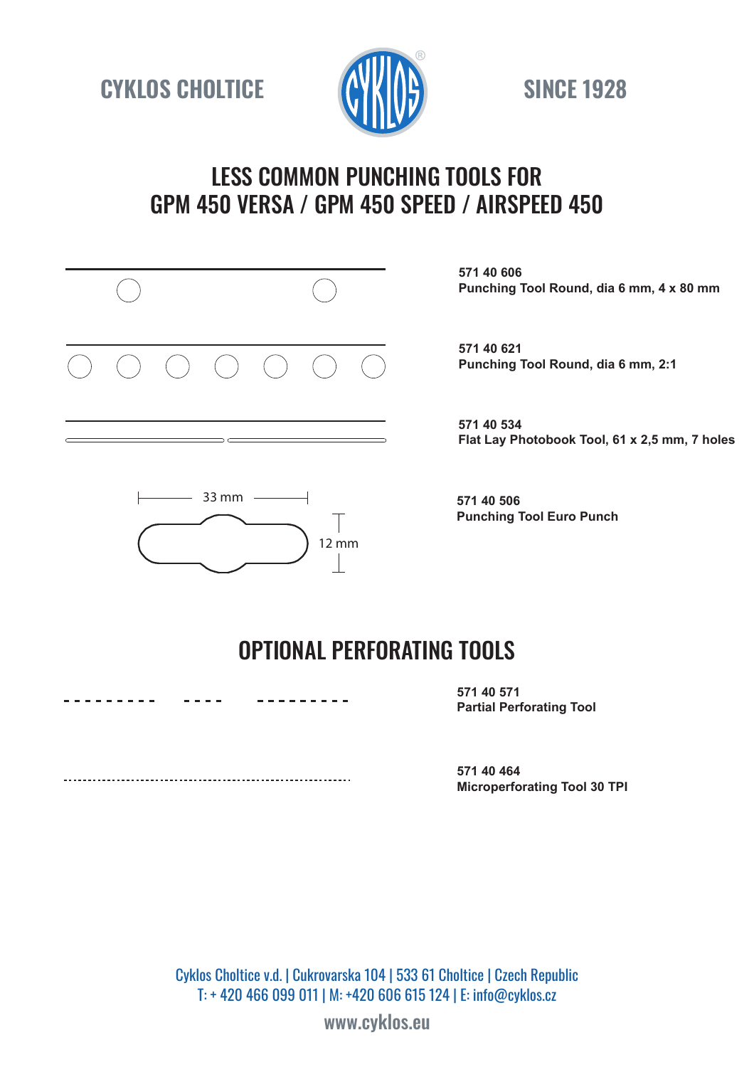CYKLOS CHOLTICE

SINCE 1928

# LESS COMMON PUNCHING TOOLS FOR GPM 450 VERSA / GPM 450 SPEED / AIRSPEED 450

**571 40 606**
**Punching Tool Round, dia 6 mm, 4 x 80 mm**

**571 40 621**
**Punching Tool Round, dia 6 mm, 2:1**

**571 40 534**
**Flat Lay Photobook Tool, 61 x 2,5 mm, 7 holes**

33 mm

12 mm

**571 40 506**
**Punching Tool Euro Punch**

# OPTIONAL PERFORATING TOOLS

**571 40 571**
**Partial Perforating Tool**

**571 40 464**
**Microperforating Tool 30 TPI**

Cyklos Choltice v.d. | Cukrovarska 104 | 533 61 Choltice | Czech Republic
T: + 420 466 099 011 | M: +420 606 615 124 | E: info@cyklos.cz

www.cyklos.eu